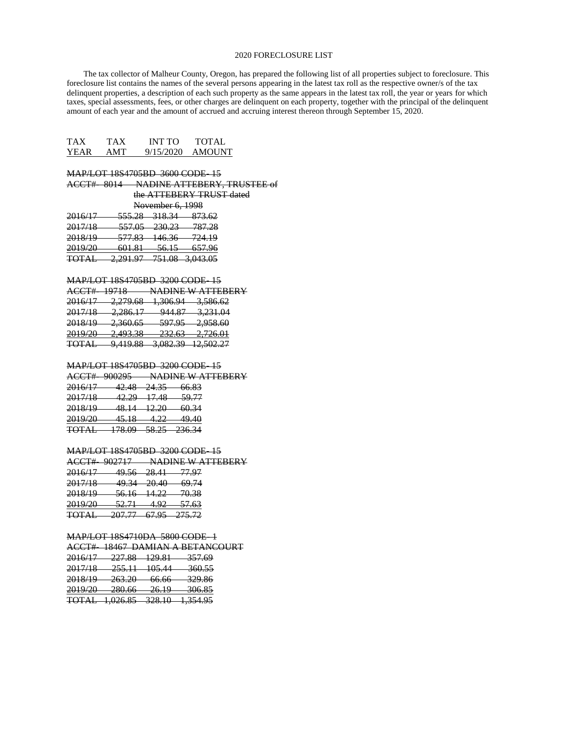# 2020 FORECLOSURE LIST

The tax collector of Malheur County, Oregon, has prepared the following list of all properties subject to foreclosure. This foreclosure list contains the names of the several persons appearing in the latest tax roll as the respective owner/s of the tax delinquent properties, a description of each such property as the same appears in the latest tax roll, the year or years for which taxes, special assessments, fees, or other charges are delinquent on each property, together with the principal of the delinquent amount of each year and the amount of accrued and accruing interest thereon through September 15, 2020.

| TAX YEAR | TAX AMT | INT TO 9/15/2020 | TOTAL AMOUNT |
|---|---|---|---|

~~MAP/LOT 18S4705BD 3600 CODE- 15~~
~~ACCT# 8014 NADINE ATTEBERY, TRUSTEE of the ATTEBERY TRUST dated November 6, 1998~~

| TAX YEAR | TAX AMT | INT TO 9/15/2020 | TOTAL AMOUNT |
|---|---|---|---|
| ~~2016/17~~ | ~~555.28~~ | ~~318.34~~ | ~~873.62~~ |
| ~~2017/18~~ | ~~557.05~~ | ~~230.23~~ | ~~787.28~~ |
| ~~2018/19~~ | ~~577.83~~ | ~~146.36~~ | ~~724.19~~ |
| ~~2019/20~~ | ~~601.81~~ | ~~56.15~~ | ~~657.96~~ |
| ~~TOTAL~~ | ~~2,291.97~~ | ~~751.08~~ | ~~3,043.05~~ |

~~MAP/LOT 18S4705BD 3200 CODE- 15~~
~~ACCT# 19718 NADINE W ATTEBERY~~

| TAX YEAR | TAX AMT | INT TO 9/15/2020 | TOTAL AMOUNT |
|---|---|---|---|
| ~~2016/17~~ | ~~2,279.68~~ | ~~1,306.94~~ | ~~3,586.62~~ |
| ~~2017/18~~ | ~~2,286.17~~ | ~~944.87~~ | ~~3,231.04~~ |
| ~~2018/19~~ | ~~2,360.65~~ | ~~597.95~~ | ~~2,958.60~~ |
| ~~2019/20~~ | ~~2,493.38~~ | ~~232.63~~ | ~~2,726.01~~ |
| ~~TOTAL~~ | ~~9,419.88~~ | ~~3,082.39~~ | ~~12,502.27~~ |

~~MAP/LOT 18S4705BD 3200 CODE- 15~~
~~ACCT# 900295 NADINE W ATTEBERY~~

| TAX YEAR | TAX AMT | INT TO 9/15/2020 | TOTAL AMOUNT |
|---|---|---|---|
| ~~2016/17~~ | ~~42.48~~ | ~~24.35~~ | ~~66.83~~ |
| ~~2017/18~~ | ~~42.29~~ | ~~17.48~~ | ~~59.77~~ |
| ~~2018/19~~ | ~~48.14~~ | ~~12.20~~ | ~~60.34~~ |
| ~~2019/20~~ | ~~45.18~~ | ~~4.22~~ | ~~49.40~~ |
| ~~TOTAL~~ | ~~178.09~~ | ~~58.25~~ | ~~236.34~~ |

~~MAP/LOT 18S4705BD 3200 CODE- 15~~
~~ACCT# 902717 NADINE W ATTEBERY~~

| TAX YEAR | TAX AMT | INT TO 9/15/2020 | TOTAL AMOUNT |
|---|---|---|---|
| ~~2016/17~~ | ~~49.56~~ | ~~28.41~~ | ~~77.97~~ |
| ~~2017/18~~ | ~~49.34~~ | ~~20.40~~ | ~~69.74~~ |
| ~~2018/19~~ | ~~56.16~~ | ~~14.22~~ | ~~70.38~~ |
| ~~2019/20~~ | ~~52.71~~ | ~~4.92~~ | ~~57.63~~ |
| ~~TOTAL~~ | ~~207.77~~ | ~~67.95~~ | ~~275.72~~ |

~~MAP/LOT 18S4710DA 5800 CODE- 1~~
~~ACCT# 18467 DAMIAN A BETANCOURT~~

| TAX YEAR | TAX AMT | INT TO 9/15/2020 | TOTAL AMOUNT |
|---|---|---|---|
| ~~2016/17~~ | ~~227.88~~ | ~~129.81~~ | ~~357.69~~ |
| ~~2017/18~~ | ~~255.11~~ | ~~105.44~~ | ~~360.55~~ |
| ~~2018/19~~ | ~~263.20~~ | ~~66.66~~ | ~~329.86~~ |
| ~~2019/20~~ | ~~280.66~~ | ~~26.19~~ | ~~306.85~~ |
| ~~TOTAL~~ | ~~1,026.85~~ | ~~328.10~~ | ~~1,354.95~~ |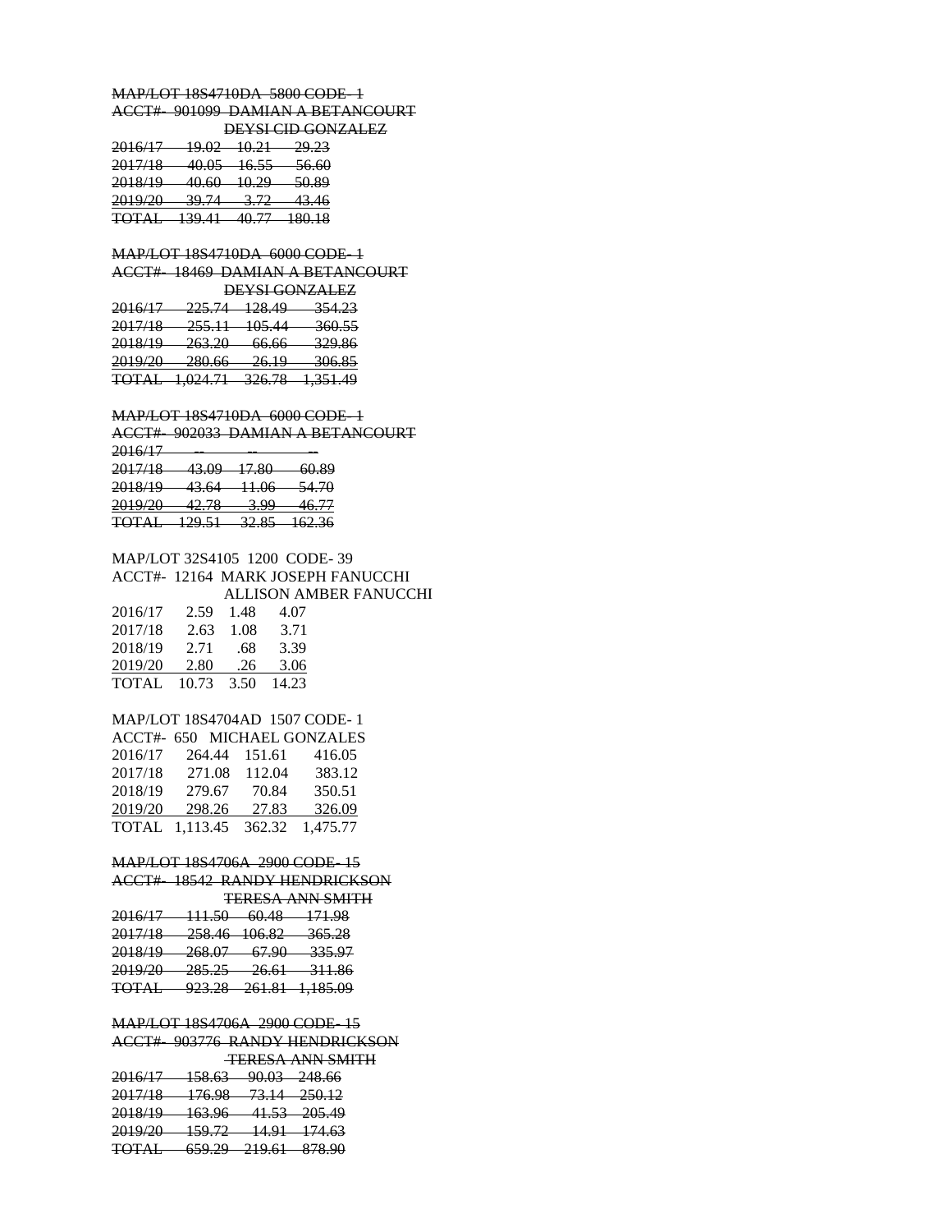~~MAP/LOT 18S4710DA 5800 CODE- 1~~
~~ACCT#- 901099 DAMIAN A BETANCOURT~~
~~DEYSI CID GONZALEZ~~

| ~~2016/17~~ | ~~19.02~~ | ~~10.21~~ | ~~29.23~~ |
|---|---|---|---|
| ~~2017/18~~ | ~~40.05~~ | ~~16.55~~ | ~~56.60~~ |
| ~~2018/19~~ | ~~40.60~~ | ~~10.29~~ | ~~50.89~~ |
| ~~2019/20~~ | ~~39.74~~ | ~~3.72~~ | ~~43.46~~ |
| ~~TOTAL~~ | ~~139.41~~ | ~~40.77~~ | ~~180.18~~ |

~~MAP/LOT 18S4710DA 6000 CODE- 1~~
~~ACCT#- 18469 DAMIAN A BETANCOURT~~
~~DEYSI GONZALEZ~~

| ~~2016/17~~ | ~~225.74~~ | ~~128.49~~ | ~~354.23~~ |
|---|---|---|---|
| ~~2017/18~~ | ~~255.11~~ | ~~105.44~~ | ~~360.55~~ |
| ~~2018/19~~ | ~~263.20~~ | ~~66.66~~ | ~~329.86~~ |
| ~~2019/20~~ | ~~280.66~~ | ~~26.19~~ | ~~306.85~~ |
| ~~TOTAL~~ | ~~1,024.71~~ | ~~326.78~~ | ~~1,351.49~~ |

~~MAP/LOT 18S4710DA 6000 CODE- 1~~
~~ACCT#- 902033 DAMIAN A BETANCOURT~~

| ~~2016/17~~ | ~~--~~ | ~~--~~ | ~~--~~ |
|---|---|---|---|
| ~~2017/18~~ | ~~43.09~~ | ~~17.80~~ | ~~60.89~~ |
| ~~2018/19~~ | ~~43.64~~ | ~~11.06~~ | ~~54.70~~ |
| ~~2019/20~~ | ~~42.78~~ | ~~3.99~~ | ~~46.77~~ |
| ~~TOTAL~~ | ~~129.51~~ | ~~32.85~~ | ~~162.36~~ |

MAP/LOT 32S4105 1200 CODE- 39
ACCT#- 12164 MARK JOSEPH FANUCCHI
ALLISON AMBER FANUCCHI

| 2016/17 | 2.59 | 1.48 | 4.07 |
|---|---|---|---|
| 2017/18 | 2.63 | 1.08 | 3.71 |
| 2018/19 | 2.71 | .68 | 3.39 |
| 2019/20 | 2.80 | .26 | 3.06 |
| TOTAL | 10.73 | 3.50 | 14.23 |

MAP/LOT 18S4704AD 1507 CODE- 1
ACCT#- 650 MICHAEL GONZALES

| 2016/17 | 264.44 | 151.61 | 416.05 |
|---|---|---|---|
| 2017/18 | 271.08 | 112.04 | 383.12 |
| 2018/19 | 279.67 | 70.84 | 350.51 |
| 2019/20 | 298.26 | 27.83 | 326.09 |
| TOTAL | 1,113.45 | 362.32 | 1,475.77 |

~~MAP/LOT 18S4706A 2900 CODE- 15~~
~~ACCT#- 18542 RANDY HENDRICKSON~~
~~TERESA ANN SMITH~~

| ~~2016/17~~ | ~~111.50~~ | ~~60.48~~ | ~~171.98~~ |
|---|---|---|---|
| ~~2017/18~~ | ~~258.46~~ | ~~106.82~~ | ~~365.28~~ |
| ~~2018/19~~ | ~~268.07~~ | ~~67.90~~ | ~~335.97~~ |
| ~~2019/20~~ | ~~285.25~~ | ~~26.61~~ | ~~311.86~~ |
| ~~TOTAL~~ | ~~923.28~~ | ~~261.81~~ | ~~1,185.09~~ |

~~MAP/LOT 18S4706A 2900 CODE- 15~~
~~ACCT#- 903776 RANDY HENDRICKSON~~
~~TERESA ANN SMITH~~

| ~~2016/17~~ | ~~158.63~~ | ~~90.03~~ | ~~248.66~~ |
|---|---|---|---|
| ~~2017/18~~ | ~~176.98~~ | ~~73.14~~ | ~~250.12~~ |
| ~~2018/19~~ | ~~163.96~~ | ~~41.53~~ | ~~205.49~~ |
| ~~2019/20~~ | ~~159.72~~ | ~~14.91~~ | ~~174.63~~ |
| ~~TOTAL~~ | ~~659.29~~ | ~~219.61~~ | ~~878.90~~ |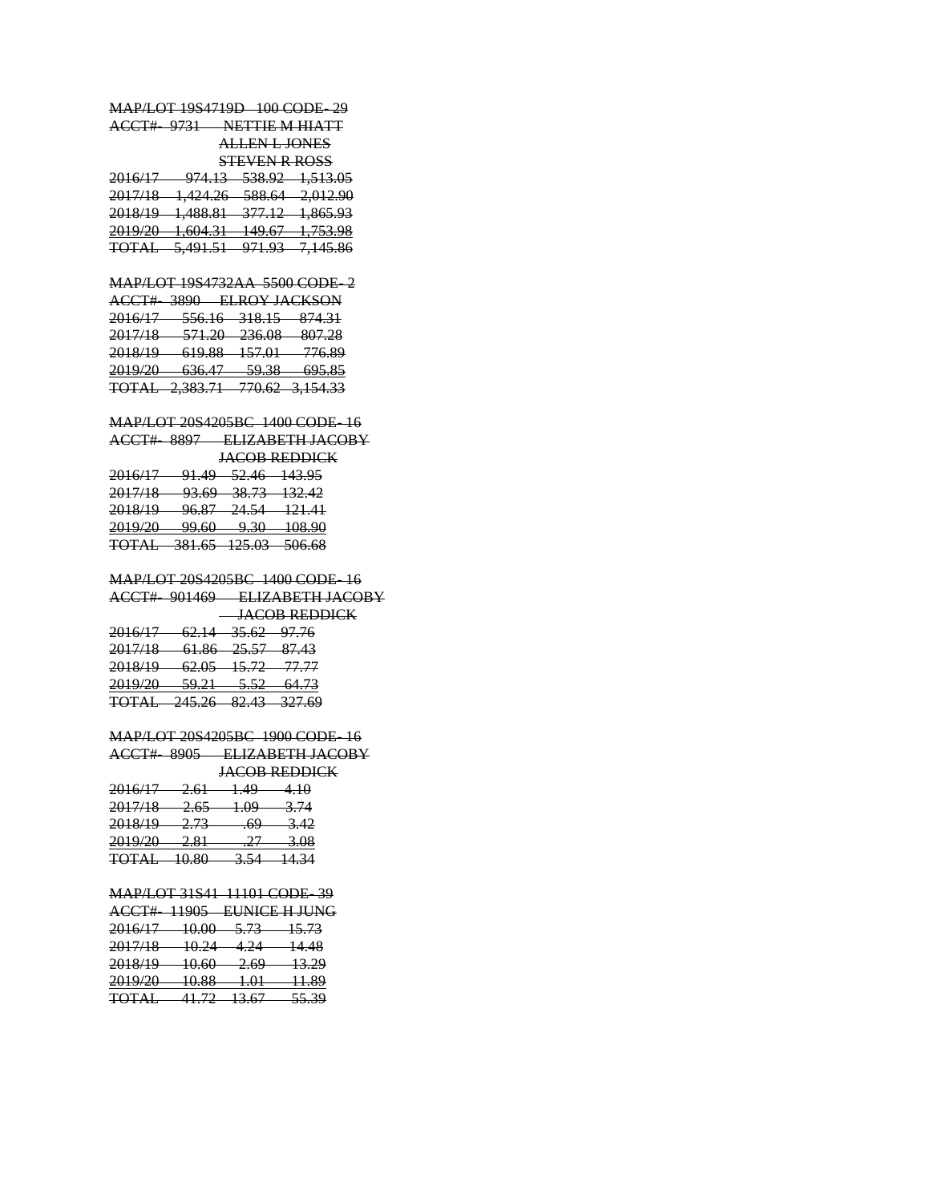~~MAP/LOT 19S4719D 100 CODE- 29~~
~~ACCT#- 9731 NETTIE M HIATT~~
~~ALLEN L JONES~~
~~STEVEN R ROSS~~

| | | | |
|---|---|---|---|
| ~~2016/17~~ | ~~974.13~~ | ~~538.92~~ | ~~1,513.05~~ |
| ~~2017/18~~ | ~~1,424.26~~ | ~~588.64~~ | ~~2,012.90~~ |
| ~~2018/19~~ | ~~1,488.81~~ | ~~377.12~~ | ~~1,865.93~~ |
| ~~2019/20~~ | ~~1,604.31~~ | ~~149.67~~ | ~~1,753.98~~ |
| ~~TOTAL~~ | ~~5,491.51~~ | ~~971.93~~ | ~~7,145.86~~ |

~~MAP/LOT 19S4732AA 5500 CODE- 2~~
~~ACCT#- 3890 ELROY JACKSON~~

| | | | |
|---|---|---|---|
| ~~2016/17~~ | ~~556.16~~ | ~~318.15~~ | ~~874.31~~ |
| ~~2017/18~~ | ~~571.20~~ | ~~236.08~~ | ~~807.28~~ |
| ~~2018/19~~ | ~~619.88~~ | ~~157.01~~ | ~~776.89~~ |
| ~~2019/20~~ | ~~636.47~~ | ~~59.38~~ | ~~695.85~~ |
| ~~TOTAL~~ | ~~2,383.71~~ | ~~770.62~~ | ~~3,154.33~~ |

~~MAP/LOT 20S4205BC 1400 CODE- 16~~
~~ACCT#- 8897 ELIZABETH JACOBY~~
~~JACOB REDDICK~~

| | | | |
|---|---|---|---|
| ~~2016/17~~ | ~~91.49~~ | ~~52.46~~ | ~~143.95~~ |
| ~~2017/18~~ | ~~93.69~~ | ~~38.73~~ | ~~132.42~~ |
| ~~2018/19~~ | ~~96.87~~ | ~~24.54~~ | ~~121.41~~ |
| ~~2019/20~~ | ~~99.60~~ | ~~9.30~~ | ~~108.90~~ |
| ~~TOTAL~~ | ~~381.65~~ | ~~125.03~~ | ~~506.68~~ |

~~MAP/LOT 20S4205BC 1400 CODE- 16~~
~~ACCT#- 901469 ELIZABETH JACOBY~~
~~JACOB REDDICK~~

| | | | |
|---|---|---|---|
| ~~2016/17~~ | ~~62.14~~ | ~~35.62~~ | ~~97.76~~ |
| ~~2017/18~~ | ~~61.86~~ | ~~25.57~~ | ~~87.43~~ |
| ~~2018/19~~ | ~~62.05~~ | ~~15.72~~ | ~~77.77~~ |
| ~~2019/20~~ | ~~59.21~~ | ~~5.52~~ | ~~64.73~~ |
| ~~TOTAL~~ | ~~245.26~~ | ~~82.43~~ | ~~327.69~~ |

~~MAP/LOT 20S4205BC 1900 CODE- 16~~
~~ACCT#- 8905 ELIZABETH JACOBY~~
~~JACOB REDDICK~~

| | | | |
|---|---|---|---|
| ~~2016/17~~ | ~~2.61~~ | ~~1.49~~ | ~~4.10~~ |
| ~~2017/18~~ | ~~2.65~~ | ~~1.09~~ | ~~3.74~~ |
| ~~2018/19~~ | ~~2.73~~ | ~~.69~~ | ~~3.42~~ |
| ~~2019/20~~ | ~~2.81~~ | ~~.27~~ | ~~3.08~~ |
| ~~TOTAL~~ | ~~10.80~~ | ~~3.54~~ | ~~14.34~~ |

~~MAP/LOT 31S41 11101 CODE- 39~~
~~ACCT#- 11905 EUNICE H JUNG~~

| | | | |
|---|---|---|---|
| ~~2016/17~~ | ~~10.00~~ | ~~5.73~~ | ~~15.73~~ |
| ~~2017/18~~ | ~~10.24~~ | ~~4.24~~ | ~~14.48~~ |
| ~~2018/19~~ | ~~10.60~~ | ~~2.69~~ | ~~13.29~~ |
| ~~2019/20~~ | ~~10.88~~ | ~~1.01~~ | ~~11.89~~ |
| ~~TOTAL~~ | ~~41.72~~ | ~~13.67~~ | ~~55.39~~ |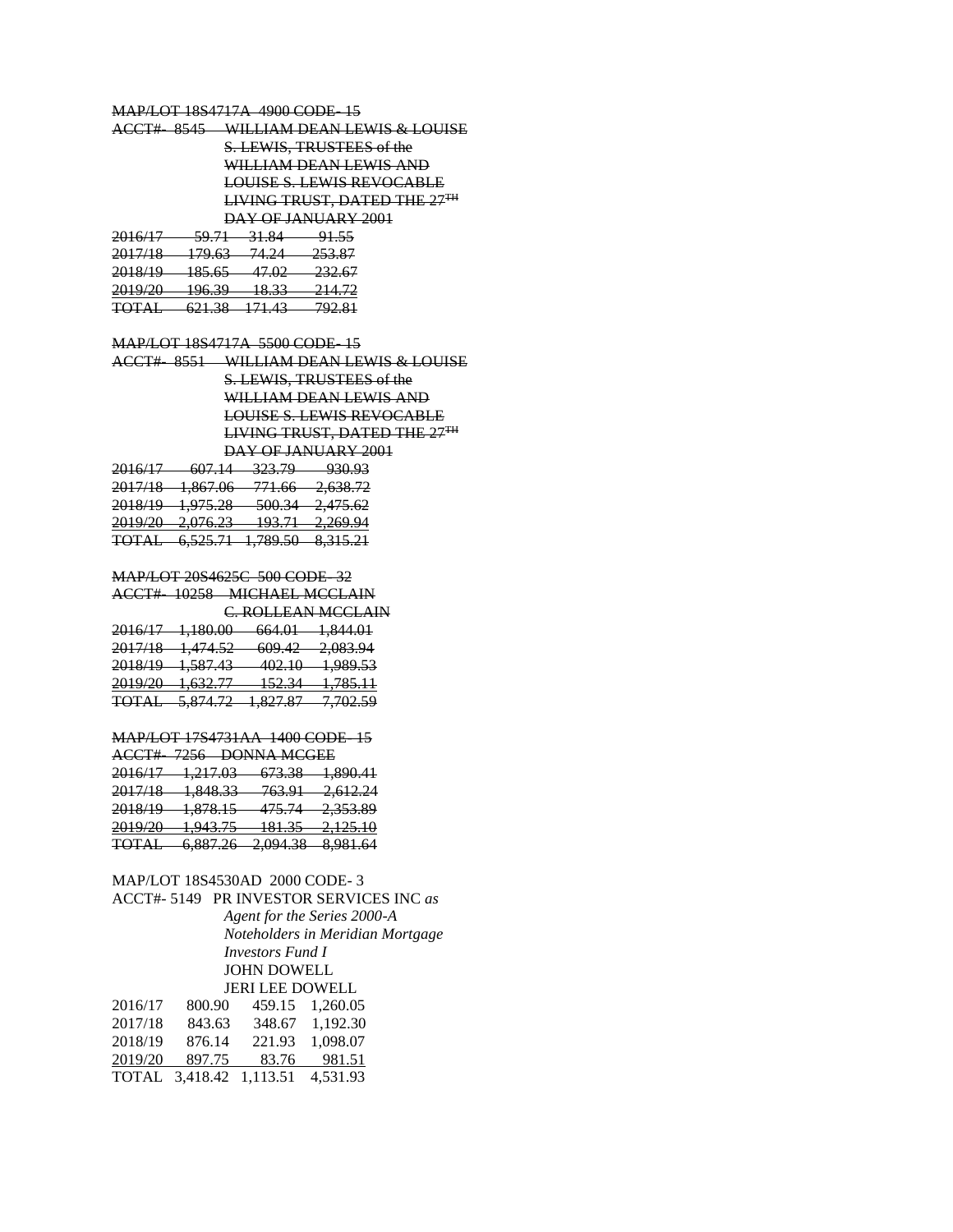~~MAP/LOT 18S4717A 4900 CODE- 15~~

~~ACCT#- 8545 WILLIAM DEAN LEWIS & LOUISE S. LEWIS, TRUSTEES of the WILLIAM DEAN LEWIS AND LOUISE S. LEWIS REVOCABLE LIVING TRUST, DATED THE 27TH DAY OF JANUARY 2001~~

| | | | |
|---|---|---|---|
| ~~2016/17~~ | ~~59.71~~ | ~~31.84~~ | ~~91.55~~ |
| ~~2017/18~~ | ~~179.63~~ | ~~74.24~~ | ~~253.87~~ |
| ~~2018/19~~ | ~~185.65~~ | ~~47.02~~ | ~~232.67~~ |
| ~~2019/20~~ | ~~196.39~~ | ~~18.33~~ | ~~214.72~~ |
| ~~TOTAL~~ | ~~621.38~~ | ~~171.43~~ | ~~792.81~~ |

~~MAP/LOT 18S4717A 5500 CODE- 15~~

~~ACCT#- 8551 WILLIAM DEAN LEWIS & LOUISE S. LEWIS, TRUSTEES of the WILLIAM DEAN LEWIS AND LOUISE S. LEWIS REVOCABLE LIVING TRUST, DATED THE 27TH DAY OF JANUARY 2001~~

| | | | |
|---|---|---|---|
| ~~2016/17~~ | ~~607.14~~ | ~~323.79~~ | ~~930.93~~ |
| ~~2017/18~~ | ~~1,867.06~~ | ~~771.66~~ | ~~2,638.72~~ |
| ~~2018/19~~ | ~~1,975.28~~ | ~~500.34~~ | ~~2,475.62~~ |
| ~~2019/20~~ | ~~2,076.23~~ | ~~193.71~~ | ~~2,269.94~~ |
| ~~TOTAL~~ | ~~6,525.71~~ | ~~1,789.50~~ | ~~8,315.21~~ |

~~MAP/LOT 20S4625C 500 CODE- 32~~

~~ACCT#- 10258 MICHAEL MCCLAIN C. ROLLEAN MCCLAIN~~

| | | | |
|---|---|---|---|
| ~~2016/17~~ | ~~1,180.00~~ | ~~664.01~~ | ~~1,844.01~~ |
| ~~2017/18~~ | ~~1,474.52~~ | ~~609.42~~ | ~~2,083.94~~ |
| ~~2018/19~~ | ~~1,587.43~~ | ~~402.10~~ | ~~1,989.53~~ |
| ~~2019/20~~ | ~~1,632.77~~ | ~~152.34~~ | ~~1,785.11~~ |
| ~~TOTAL~~ | ~~5,874.72~~ | ~~1,827.87~~ | ~~7,702.59~~ |

~~MAP/LOT 17S4731AA 1400 CODE- 15~~

~~ACCT#- 7256 DONNA MCGEE~~

| | | | |
|---|---|---|---|
| ~~2016/17~~ | ~~1,217.03~~ | ~~673.38~~ | ~~1,890.41~~ |
| ~~2017/18~~ | ~~1,848.33~~ | ~~763.91~~ | ~~2,612.24~~ |
| ~~2018/19~~ | ~~1,878.15~~ | ~~475.74~~ | ~~2,353.89~~ |
| ~~2019/20~~ | ~~1,943.75~~ | ~~181.35~~ | ~~2,125.10~~ |
| ~~TOTAL~~ | ~~6,887.26~~ | ~~2,094.38~~ | ~~8,981.64~~ |

MAP/LOT 18S4530AD 2000 CODE- 3

ACCT#- 5149 PR INVESTOR SERVICES INC *as Agent for the Series 2000-A Noteholders in Meridian Mortgage Investors Fund I*
JOHN DOWELL
JERI LEE DOWELL

| | | | |
|---|---|---|---|
| 2016/17 | 800.90 | 459.15 | 1,260.05 |
| 2017/18 | 843.63 | 348.67 | 1,192.30 |
| 2018/19 | 876.14 | 221.93 | 1,098.07 |
| 2019/20 | 897.75 | 83.76 | 981.51 |
| TOTAL | 3,418.42 | 1,113.51 | 4,531.93 |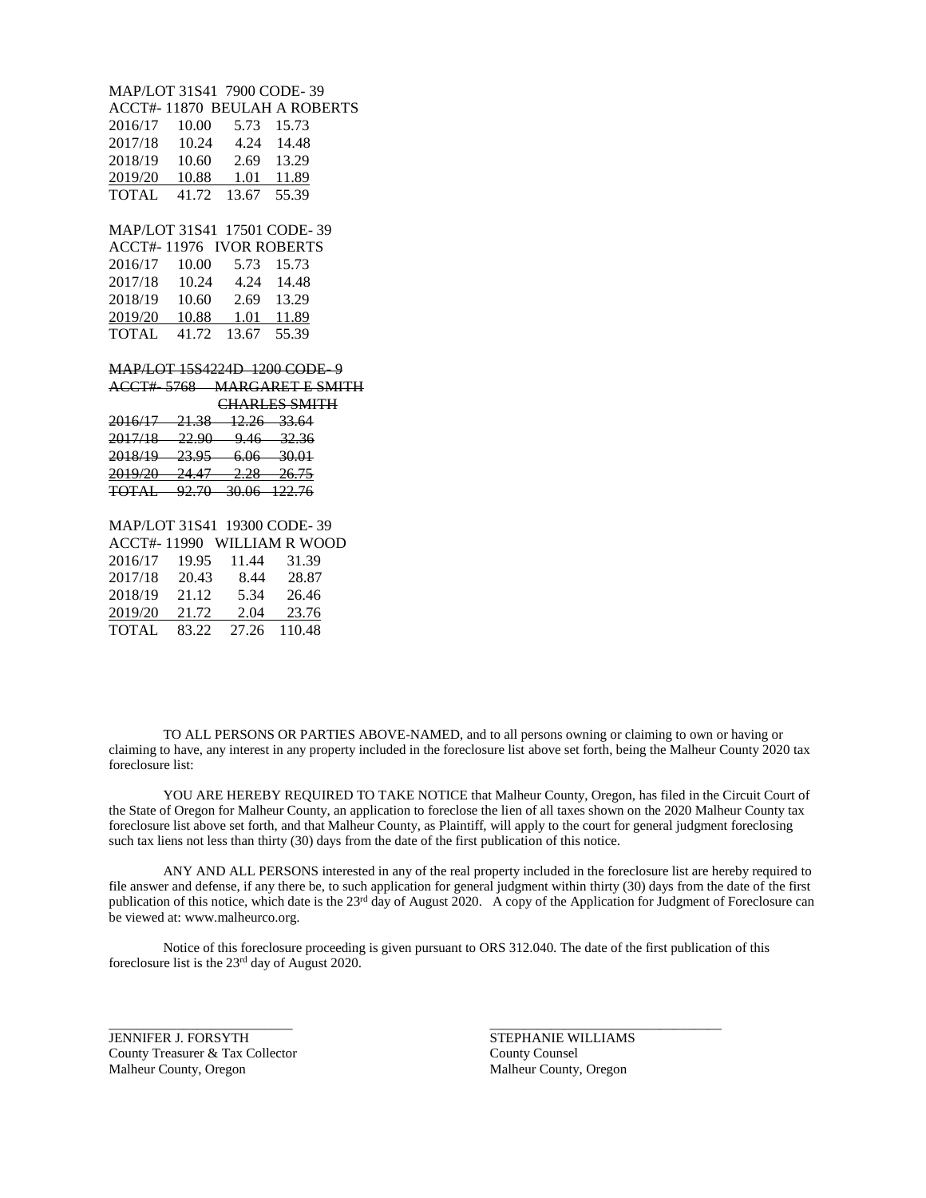MAP/LOT 31S41 7900 CODE- 39
ACCT#- 11870 BEULAH A ROBERTS

| | | | |
|---|---|---|---|
| 2016/17 | 10.00 | 5.73 | 15.73 |
| 2017/18 | 10.24 | 4.24 | 14.48 |
| 2018/19 | 10.60 | 2.69 | 13.29 |
| 2019/20 | 10.88 | 1.01 | 11.89 |
| TOTAL | 41.72 | 13.67 | 55.39 |

MAP/LOT 31S41 17501 CODE- 39
ACCT#- 11976 IVOR ROBERTS

| | | | |
|---|---|---|---|
| 2016/17 | 10.00 | 5.73 | 15.73 |
| 2017/18 | 10.24 | 4.24 | 14.48 |
| 2018/19 | 10.60 | 2.69 | 13.29 |
| 2019/20 | 10.88 | 1.01 | 11.89 |
| TOTAL | 41.72 | 13.67 | 55.39 |

~~MAP/LOT 15S4224D 1200 CODE- 9~~
~~ACCT#- 5768 MARGARET E SMITH~~
~~CHARLES SMITH~~

| | | | |
|---|---|---|---|
| ~~2016/17~~ | ~~21.38~~ | ~~12.26~~ | ~~33.64~~ |
| ~~2017/18~~ | ~~22.90~~ | ~~9.46~~ | ~~32.36~~ |
| ~~2018/19~~ | ~~23.95~~ | ~~6.06~~ | ~~30.01~~ |
| ~~2019/20~~ | ~~24.47~~ | ~~2.28~~ | ~~26.75~~ |
| ~~TOTAL~~ | ~~92.70~~ | ~~30.06~~ | ~~122.76~~ |

MAP/LOT 31S41 19300 CODE- 39
ACCT#- 11990 WILLIAM R WOOD

| | | | |
|---|---|---|---|
| 2016/17 | 19.95 | 11.44 | 31.39 |
| 2017/18 | 20.43 | 8.44 | 28.87 |
| 2018/19 | 21.12 | 5.34 | 26.46 |
| 2019/20 | 21.72 | 2.04 | 23.76 |
| TOTAL | 83.22 | 27.26 | 110.48 |

TO ALL PERSONS OR PARTIES ABOVE-NAMED, and to all persons owning or claiming to own or having or claiming to have, any interest in any property included in the foreclosure list above set forth, being the Malheur County 2020 tax foreclosure list:

YOU ARE HEREBY REQUIRED TO TAKE NOTICE that Malheur County, Oregon, has filed in the Circuit Court of the State of Oregon for Malheur County, an application to foreclose the lien of all taxes shown on the 2020 Malheur County tax foreclosure list above set forth, and that Malheur County, as Plaintiff, will apply to the court for general judgment foreclosing such tax liens not less than thirty (30) days from the date of the first publication of this notice.

ANY AND ALL PERSONS interested in any of the real property included in the foreclosure list are hereby required to file answer and defense, if any there be, to such application for general judgment within thirty (30) days from the date of the first publication of this notice, which date is the 23rd day of August 2020. A copy of the Application for Judgment of Foreclosure can be viewed at: www.malheurco.org.

Notice of this foreclosure proceeding is given pursuant to ORS 312.040. The date of the first publication of this foreclosure list is the 23rd day of August 2020.

\_\_\_\_\_\_\_\_\_\_\_\_\_\_\_\_\_\_\_\_\_\_\_\_\_\_
JENNIFER J. FORSYTH
County Treasurer & Tax Collector
Malheur County, Oregon

\_\_\_\_\_\_\_\_\_\_\_\_\_\_\_\_\_\_\_\_\_\_\_\_\_\_
STEPHANIE WILLIAMS
County Counsel
Malheur County, Oregon